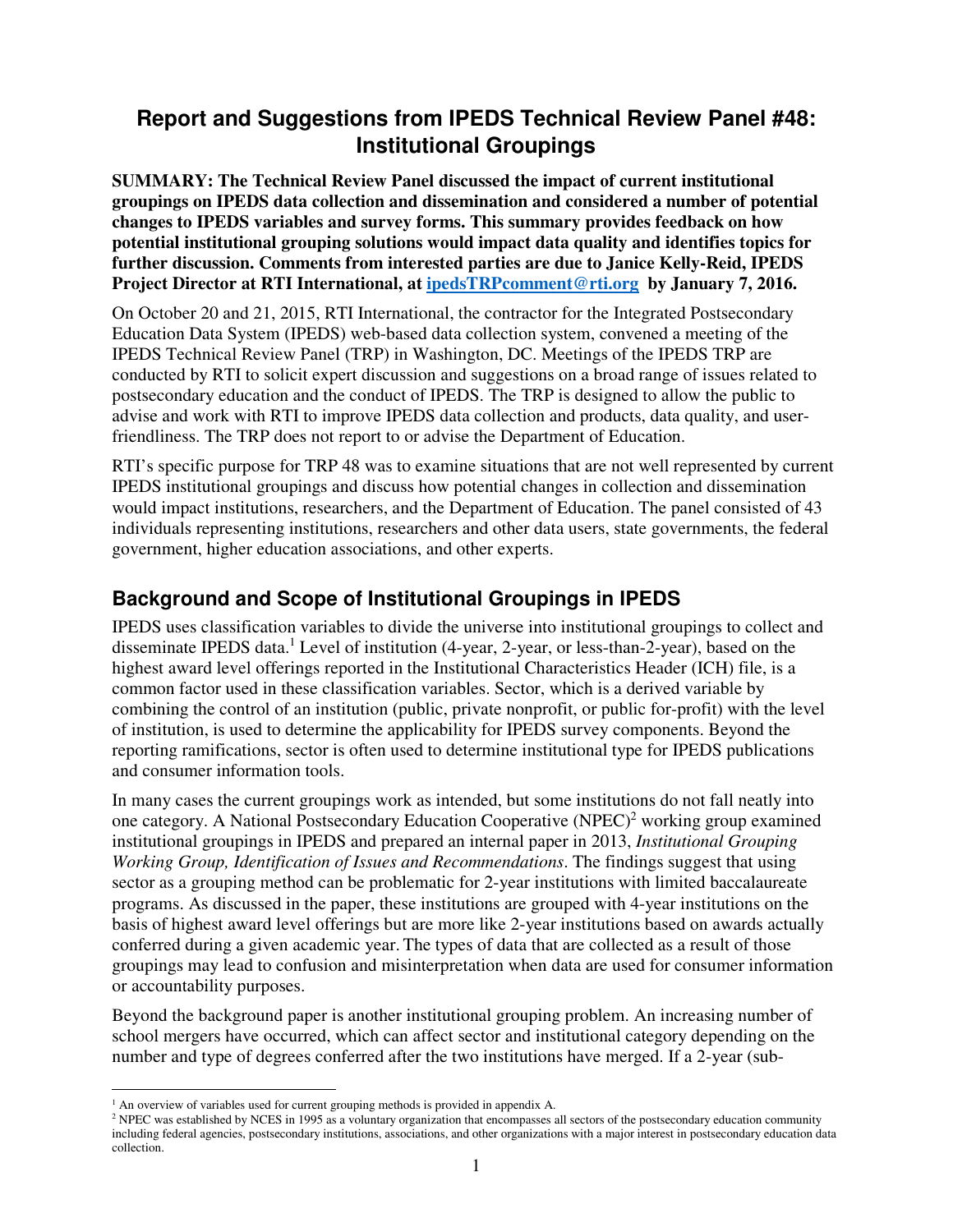# Report and Suggestions from IPEDS Technical Review Panel #48: Institutional Groupings

**SUMMARY: The Technical Review Panel discussed the impact of current institutional groupings on IPEDS data collection and dissemination and considered a number of potential changes to IPEDS variables and survey forms. This summary provides feedback on how potential institutional grouping solutions would impact data quality and identifies topics for further discussion. Comments from interested parties are due to Janice Kelly-Reid, IPEDS Project Director at RTI International, at [ipedsTRPcomment@rti.org](mailto:ipedsTRPcomment@rti.org) by January 7, 2016.**

On October 20 and 21, 2015, RTI International, the contractor for the Integrated Postsecondary Education Data System (IPEDS) web-based data collection system, convened a meeting of the IPEDS Technical Review Panel (TRP) in Washington, DC. Meetings of the IPEDS TRP are conducted by RTI to solicit expert discussion and suggestions on a broad range of issues related to postsecondary education and the conduct of IPEDS. The TRP is designed to allow the public to advise and work with RTI to improve IPEDS data collection and products, data quality, and user-friendliness. The TRP does not report to or advise the Department of Education.

RTI's specific purpose for TRP 48 was to examine situations that are not well represented by current IPEDS institutional groupings and discuss how potential changes in collection and dissemination would impact institutions, researchers, and the Department of Education. The panel consisted of 43 individuals representing institutions, researchers and other data users, state governments, the federal government, higher education associations, and other experts.

## Background and Scope of Institutional Groupings in IPEDS

IPEDS uses classification variables to divide the universe into institutional groupings to collect and disseminate IPEDS data.[1] Level of institution (4-year, 2-year, or less-than-2-year), based on the highest award level offerings reported in the Institutional Characteristics Header (ICH) file, is a common factor used in these classification variables. Sector, which is a derived variable by combining the control of an institution (public, private nonprofit, or public for-profit) with the level of institution, is used to determine the applicability for IPEDS survey components. Beyond the reporting ramifications, sector is often used to determine institutional type for IPEDS publications and consumer information tools.

In many cases the current groupings work as intended, but some institutions do not fall neatly into one category. A National Postsecondary Education Cooperative (NPEC)[2] working group examined institutional groupings in IPEDS and prepared an internal paper in 2013, *Institutional Grouping Working Group, Identification of Issues and Recommendations*. The findings suggest that using sector as a grouping method can be problematic for 2-year institutions with limited baccalaureate programs. As discussed in the paper, these institutions are grouped with 4-year institutions on the basis of highest award level offerings but are more like 2-year institutions based on awards actually conferred during a given academic year. The types of data that are collected as a result of those groupings may lead to confusion and misinterpretation when data are used for consumer information or accountability purposes.

Beyond the background paper is another institutional grouping problem. An increasing number of school mergers have occurred, which can affect sector and institutional category depending on the number and type of degrees conferred after the two institutions have merged. If a 2-year (sub-

---

[1] An overview of variables used for current grouping methods is provided in appendix A.

[2] NPEC was established by NCES in 1995 as a voluntary organization that encompasses all sectors of the postsecondary education community including federal agencies, postsecondary institutions, associations, and other organizations with a major interest in postsecondary education data collection.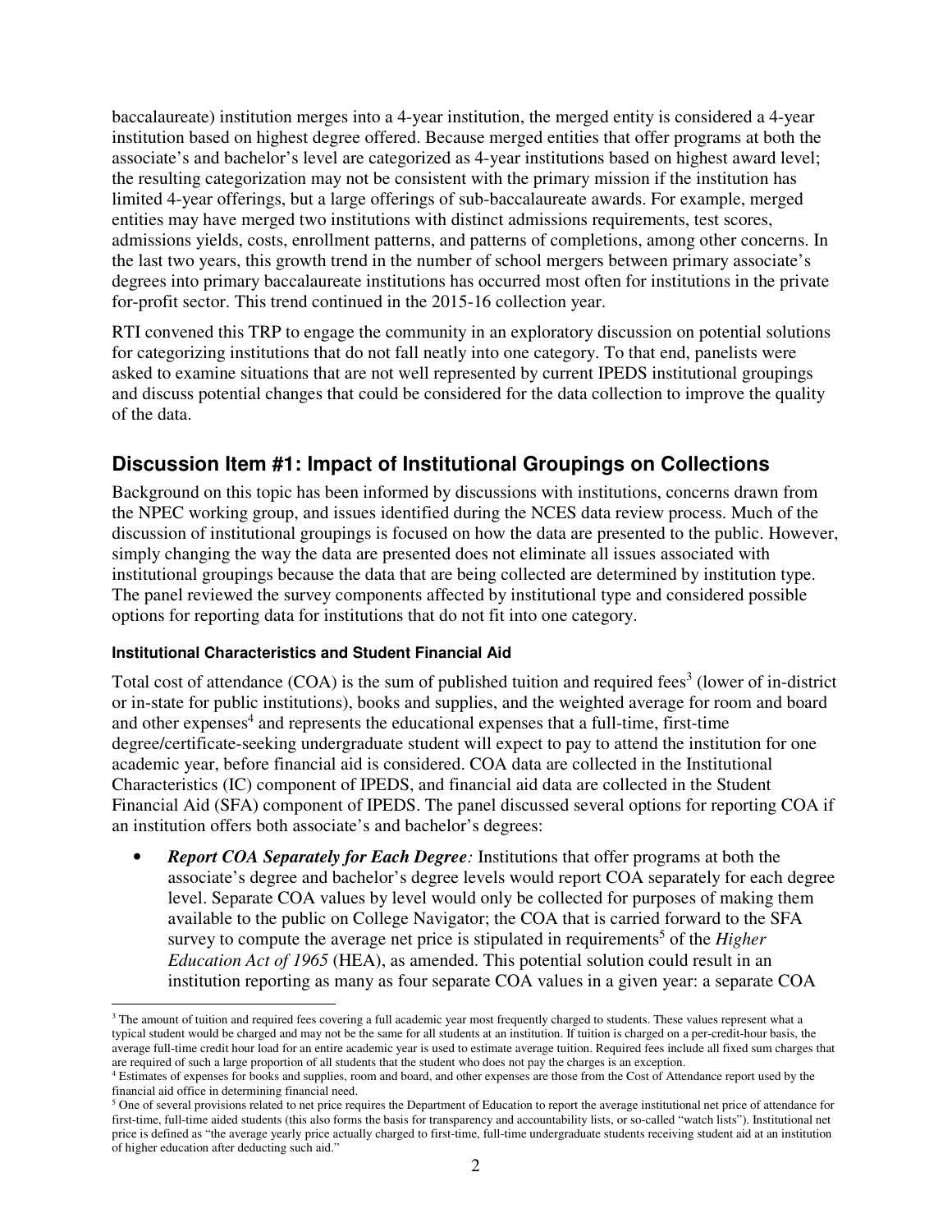baccalaureate) institution merges into a 4-year institution, the merged entity is considered a 4-year institution based on highest degree offered. Because merged entities that offer programs at both the associate's and bachelor's level are categorized as 4-year institutions based on highest award level; the resulting categorization may not be consistent with the primary mission if the institution has limited 4-year offerings, but a large offerings of sub-baccalaureate awards. For example, merged entities may have merged two institutions with distinct admissions requirements, test scores, admissions yields, costs, enrollment patterns, and patterns of completions, among other concerns. In the last two years, this growth trend in the number of school mergers between primary associate's degrees into primary baccalaureate institutions has occurred most often for institutions in the private for-profit sector. This trend continued in the 2015-16 collection year.

RTI convened this TRP to engage the community in an exploratory discussion on potential solutions for categorizing institutions that do not fall neatly into one category. To that end, panelists were asked to examine situations that are not well represented by current IPEDS institutional groupings and discuss potential changes that could be considered for the data collection to improve the quality of the data.

## Discussion Item #1: Impact of Institutional Groupings on Collections

Background on this topic has been informed by discussions with institutions, concerns drawn from the NPEC working group, and issues identified during the NCES data review process. Much of the discussion of institutional groupings is focused on how the data are presented to the public. However, simply changing the way the data are presented does not eliminate all issues associated with institutional groupings because the data that are being collected are determined by institution type. The panel reviewed the survey components affected by institutional type and considered possible options for reporting data for institutions that do not fit into one category.

#### Institutional Characteristics and Student Financial Aid

Total cost of attendance (COA) is the sum of published tuition and required fees[3] (lower of in-district or in-state for public institutions), books and supplies, and the weighted average for room and board and other expenses[4] and represents the educational expenses that a full-time, first-time degree/certificate-seeking undergraduate student will expect to pay to attend the institution for one academic year, before financial aid is considered. COA data are collected in the Institutional Characteristics (IC) component of IPEDS, and financial aid data are collected in the Student Financial Aid (SFA) component of IPEDS. The panel discussed several options for reporting COA if an institution offers both associate's and bachelor's degrees:

- ***Report COA Separately for Each Degree:*** Institutions that offer programs at both the associate's degree and bachelor's degree levels would report COA separately for each degree level. Separate COA values by level would only be collected for purposes of making them available to the public on College Navigator; the COA that is carried forward to the SFA survey to compute the average net price is stipulated in requirements[5] of the *Higher Education Act of 1965* (HEA), as amended. This potential solution could result in an institution reporting as many as four separate COA values in a given year: a separate COA

---

[3] The amount of tuition and required fees covering a full academic year most frequently charged to students. These values represent what a typical student would be charged and may not be the same for all students at an institution. If tuition is charged on a per-credit-hour basis, the average full-time credit hour load for an entire academic year is used to estimate average tuition. Required fees include all fixed sum charges that are required of such a large proportion of all students that the student who does not pay the charges is an exception.

[4] Estimates of expenses for books and supplies, room and board, and other expenses are those from the Cost of Attendance report used by the financial aid office in determining financial need.

[5] One of several provisions related to net price requires the Department of Education to report the average institutional net price of attendance for first-time, full-time aided students (this also forms the basis for transparency and accountability lists, or so-called "watch lists"). Institutional net price is defined as "the average yearly price actually charged to first-time, full-time undergraduate students receiving student aid at an institution of higher education after deducting such aid."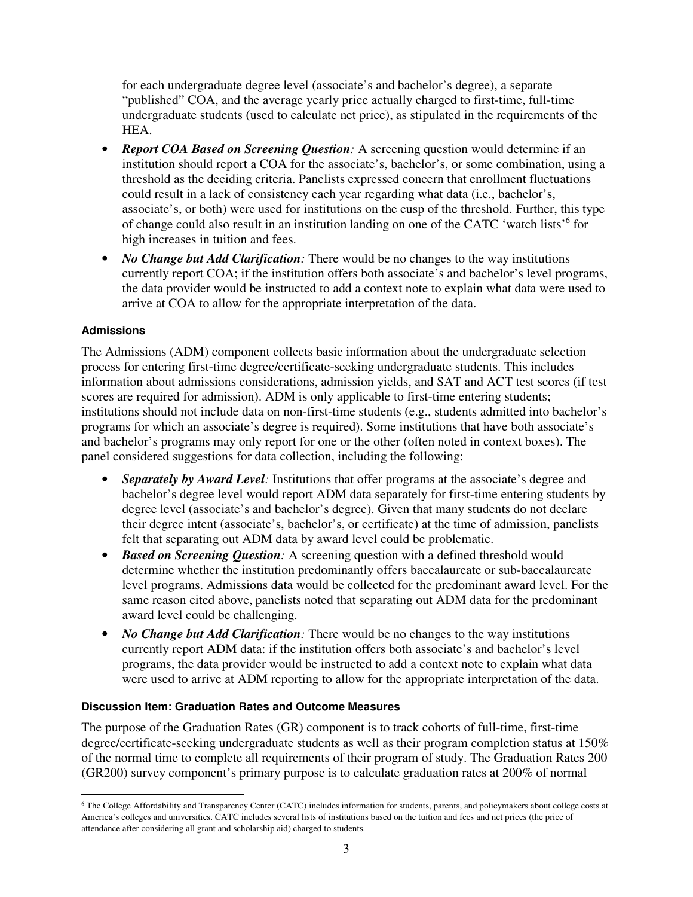for each undergraduate degree level (associate's and bachelor's degree), a separate "published" COA, and the average yearly price actually charged to first-time, full-time undergraduate students (used to calculate net price), as stipulated in the requirements of the HEA.

- ***Report COA Based on Screening Question**:* A screening question would determine if an institution should report a COA for the associate's, bachelor's, or some combination, using a threshold as the deciding criteria. Panelists expressed concern that enrollment fluctuations could result in a lack of consistency each year regarding what data (i.e., bachelor's, associate's, or both) were used for institutions on the cusp of the threshold. Further, this type of change could also result in an institution landing on one of the CATC 'watch lists'[6] for high increases in tuition and fees.
- ***No Change but Add Clarification**:* There would be no changes to the way institutions currently report COA; if the institution offers both associate's and bachelor's level programs, the data provider would be instructed to add a context note to explain what data were used to arrive at COA to allow for the appropriate interpretation of the data.

#### Admissions

The Admissions (ADM) component collects basic information about the undergraduate selection process for entering first-time degree/certificate-seeking undergraduate students. This includes information about admissions considerations, admission yields, and SAT and ACT test scores (if test scores are required for admission). ADM is only applicable to first-time entering students; institutions should not include data on non-first-time students (e.g., students admitted into bachelor's programs for which an associate's degree is required). Some institutions that have both associate's and bachelor's programs may only report for one or the other (often noted in context boxes). The panel considered suggestions for data collection, including the following:

- ***Separately by Award Level**:* Institutions that offer programs at the associate's degree and bachelor's degree level would report ADM data separately for first-time entering students by degree level (associate's and bachelor's degree). Given that many students do not declare their degree intent (associate's, bachelor's, or certificate) at the time of admission, panelists felt that separating out ADM data by award level could be problematic.
- ***Based on Screening Question**:* A screening question with a defined threshold would determine whether the institution predominantly offers baccalaureate or sub-baccalaureate level programs. Admissions data would be collected for the predominant award level. For the same reason cited above, panelists noted that separating out ADM data for the predominant award level could be challenging.
- ***No Change but Add Clarification**:* There would be no changes to the way institutions currently report ADM data: if the institution offers both associate's and bachelor's level programs, the data provider would be instructed to add a context note to explain what data were used to arrive at ADM reporting to allow for the appropriate interpretation of the data.

#### Discussion Item: Graduation Rates and Outcome Measures

The purpose of the Graduation Rates (GR) component is to track cohorts of full-time, first-time degree/certificate-seeking undergraduate students as well as their program completion status at 150% of the normal time to complete all requirements of their program of study. The Graduation Rates 200 (GR200) survey component's primary purpose is to calculate graduation rates at 200% of normal

---

[6] The College Affordability and Transparency Center (CATC) includes information for students, parents, and policymakers about college costs at America's colleges and universities. CATC includes several lists of institutions based on the tuition and fees and net prices (the price of attendance after considering all grant and scholarship aid) charged to students.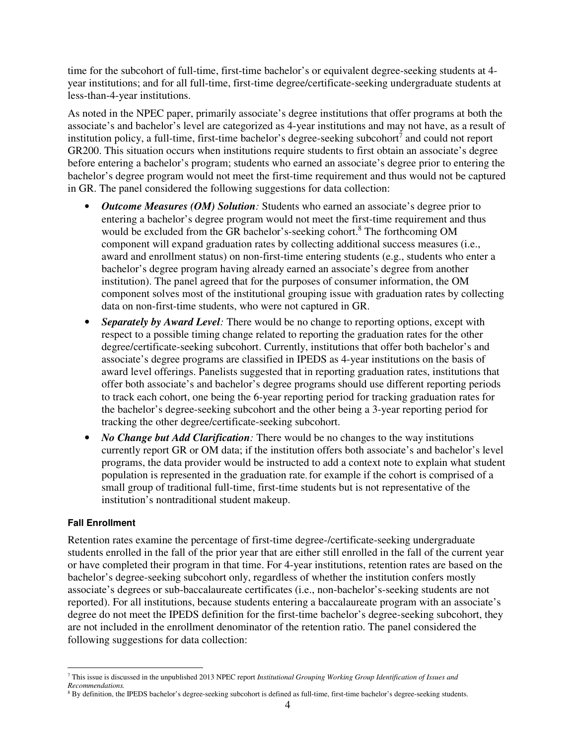time for the subcohort of full-time, first-time bachelor's or equivalent degree-seeking students at 4-year institutions; and for all full-time, first-time degree/certificate-seeking undergraduate students at less-than-4-year institutions.

As noted in the NPEC paper, primarily associate's degree institutions that offer programs at both the associate's and bachelor's level are categorized as 4-year institutions and may not have, as a result of institution policy, a full-time, first-time bachelor's degree-seeking subcohort[7] and could not report GR200. This situation occurs when institutions require students to first obtain an associate's degree before entering a bachelor's program; students who earned an associate's degree prior to entering the bachelor's degree program would not meet the first-time requirement and thus would not be captured in GR. The panel considered the following suggestions for data collection:

- ***Outcome Measures (OM) Solution**:* Students who earned an associate's degree prior to entering a bachelor's degree program would not meet the first-time requirement and thus would be excluded from the GR bachelor's-seeking cohort.[8] The forthcoming OM component will expand graduation rates by collecting additional success measures (i.e., award and enrollment status) on non-first-time entering students (e.g., students who enter a bachelor's degree program having already earned an associate's degree from another institution). The panel agreed that for the purposes of consumer information, the OM component solves most of the institutional grouping issue with graduation rates by collecting data on non-first-time students, who were not captured in GR.
- ***Separately by Award Level**:* There would be no change to reporting options, except with respect to a possible timing change related to reporting the graduation rates for the other degree/certificate-seeking subcohort. Currently, institutions that offer both bachelor's and associate's degree programs are classified in IPEDS as 4-year institutions on the basis of award level offerings. Panelists suggested that in reporting graduation rates, institutions that offer both associate's and bachelor's degree programs should use different reporting periods to track each cohort, one being the 6-year reporting period for tracking graduation rates for the bachelor's degree-seeking subcohort and the other being a 3-year reporting period for tracking the other degree/certificate-seeking subcohort.
- ***No Change but Add Clarification**:* There would be no changes to the way institutions currently report GR or OM data; if the institution offers both associate's and bachelor's level programs, the data provider would be instructed to add a context note to explain what student population is represented in the graduation rate, for example if the cohort is comprised of a small group of traditional full-time, first-time students but is not representative of the institution's nontraditional student makeup.

#### Fall Enrollment

Retention rates examine the percentage of first-time degree-/certificate-seeking undergraduate students enrolled in the fall of the prior year that are either still enrolled in the fall of the current year or have completed their program in that time. For 4-year institutions, retention rates are based on the bachelor's degree-seeking subcohort only, regardless of whether the institution confers mostly associate's degrees or sub-baccalaureate certificates (i.e., non-bachelor's-seeking students are not reported). For all institutions, because students entering a baccalaureate program with an associate's degree do not meet the IPEDS definition for the first-time bachelor's degree-seeking subcohort, they are not included in the enrollment denominator of the retention ratio. The panel considered the following suggestions for data collection:

[7] This issue is discussed in the unpublished 2013 NPEC report *Institutional Grouping Working Group Identification of Issues and Recommendations.*

[8] By definition, the IPEDS bachelor's degree-seeking subcohort is defined as full-time, first-time bachelor's degree-seeking students.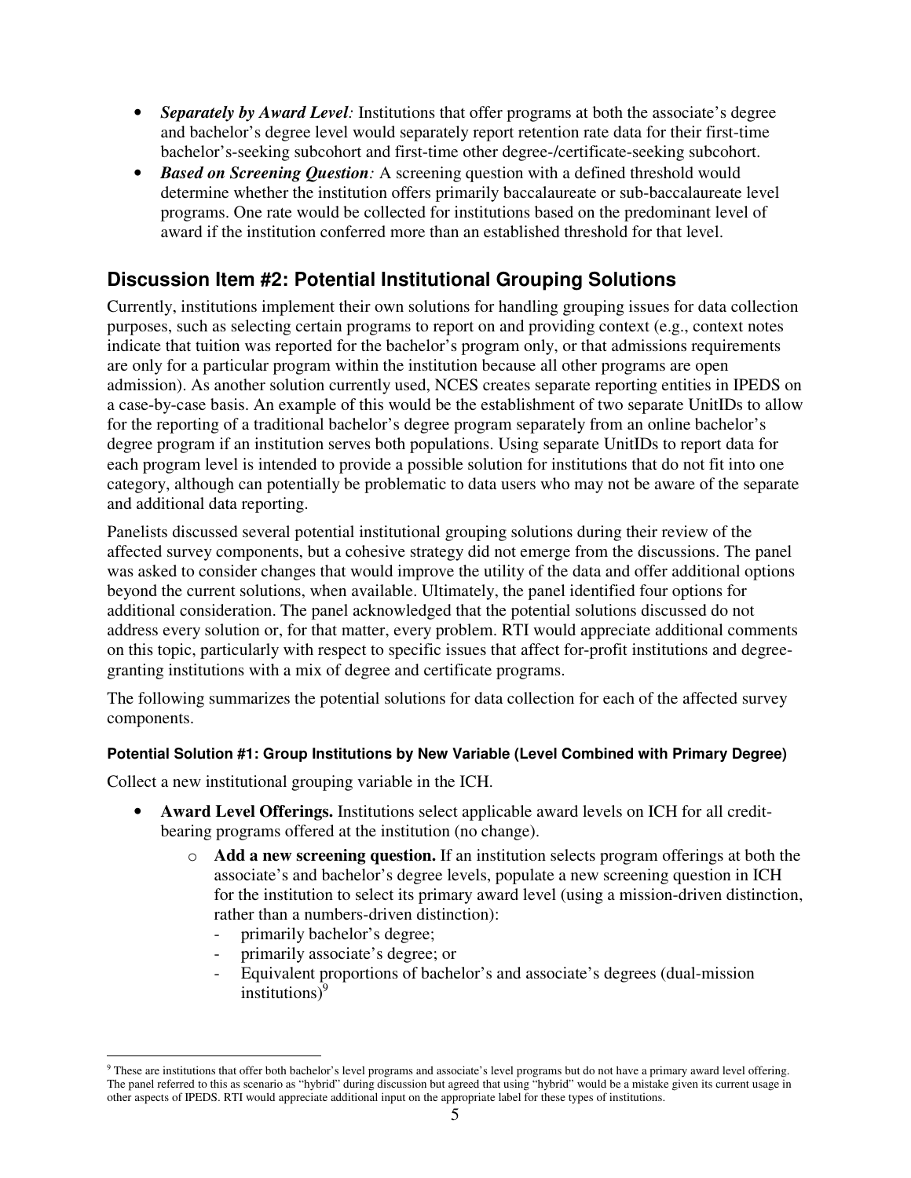- ***Separately by Award Level:*** Institutions that offer programs at both the associate's degree and bachelor's degree level would separately report retention rate data for their first-time bachelor's-seeking subcohort and first-time other degree-/certificate-seeking subcohort.
- ***Based on Screening Question:*** A screening question with a defined threshold would determine whether the institution offers primarily baccalaureate or sub-baccalaureate level programs. One rate would be collected for institutions based on the predominant level of award if the institution conferred more than an established threshold for that level.

## Discussion Item #2: Potential Institutional Grouping Solutions

Currently, institutions implement their own solutions for handling grouping issues for data collection purposes, such as selecting certain programs to report on and providing context (e.g., context notes indicate that tuition was reported for the bachelor's program only, or that admissions requirements are only for a particular program within the institution because all other programs are open admission). As another solution currently used, NCES creates separate reporting entities in IPEDS on a case-by-case basis. An example of this would be the establishment of two separate UnitIDs to allow for the reporting of a traditional bachelor's degree program separately from an online bachelor's degree program if an institution serves both populations. Using separate UnitIDs to report data for each program level is intended to provide a possible solution for institutions that do not fit into one category, although can potentially be problematic to data users who may not be aware of the separate and additional data reporting.

Panelists discussed several potential institutional grouping solutions during their review of the affected survey components, but a cohesive strategy did not emerge from the discussions. The panel was asked to consider changes that would improve the utility of the data and offer additional options beyond the current solutions, when available. Ultimately, the panel identified four options for additional consideration. The panel acknowledged that the potential solutions discussed do not address every solution or, for that matter, every problem. RTI would appreciate additional comments on this topic, particularly with respect to specific issues that affect for-profit institutions and degree-granting institutions with a mix of degree and certificate programs.

The following summarizes the potential solutions for data collection for each of the affected survey components.

#### Potential Solution #1: Group Institutions by New Variable (Level Combined with Primary Degree)

Collect a new institutional grouping variable in the ICH.

- **Award Level Offerings.** Institutions select applicable award levels on ICH for all credit-bearing programs offered at the institution (no change).
  - **Add a new screening question.** If an institution selects program offerings at both the associate's and bachelor's degree levels, populate a new screening question in ICH for the institution to select its primary award level (using a mission-driven distinction, rather than a numbers-driven distinction):
    - primarily bachelor's degree;
    - primarily associate's degree; or
    - Equivalent proportions of bachelor's and associate's degrees (dual-mission institutions)[9]

[9] These are institutions that offer both bachelor's level programs and associate's level programs but do not have a primary award level offering. The panel referred to this as scenario as "hybrid" during discussion but agreed that using "hybrid" would be a mistake given its current usage in other aspects of IPEDS. RTI would appreciate additional input on the appropriate label for these types of institutions.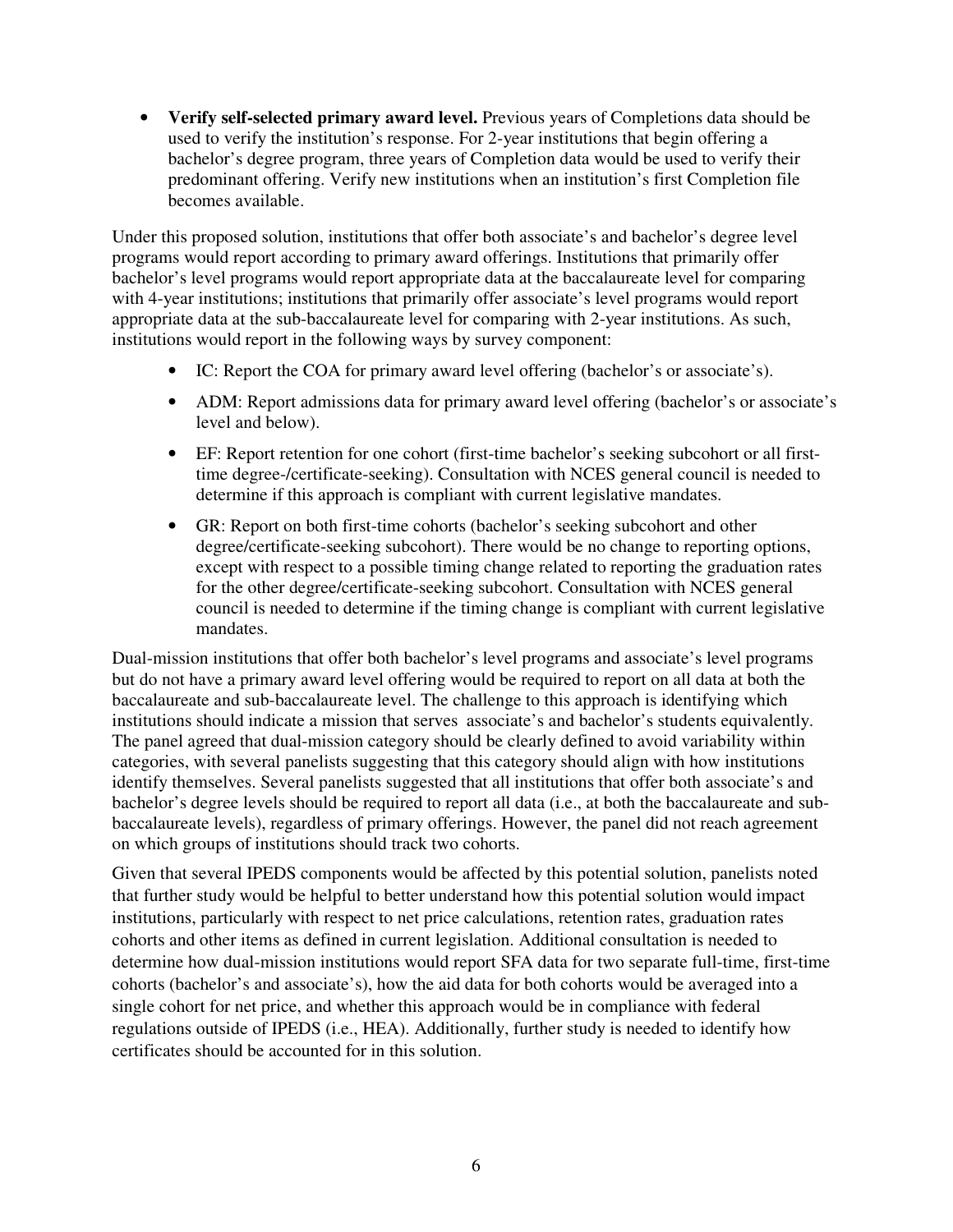- **Verify self-selected primary award level.** Previous years of Completions data should be used to verify the institution's response. For 2-year institutions that begin offering a bachelor's degree program, three years of Completion data would be used to verify their predominant offering. Verify new institutions when an institution's first Completion file becomes available.

Under this proposed solution, institutions that offer both associate's and bachelor's degree level programs would report according to primary award offerings. Institutions that primarily offer bachelor's level programs would report appropriate data at the baccalaureate level for comparing with 4-year institutions; institutions that primarily offer associate's level programs would report appropriate data at the sub-baccalaureate level for comparing with 2-year institutions. As such, institutions would report in the following ways by survey component:

- IC: Report the COA for primary award level offering (bachelor's or associate's).
- ADM: Report admissions data for primary award level offering (bachelor's or associate's level and below).
- EF: Report retention for one cohort (first-time bachelor's seeking subcohort or all first-time degree-/certificate-seeking). Consultation with NCES general council is needed to determine if this approach is compliant with current legislative mandates.
- GR: Report on both first-time cohorts (bachelor's seeking subcohort and other degree/certificate-seeking subcohort). There would be no change to reporting options, except with respect to a possible timing change related to reporting the graduation rates for the other degree/certificate-seeking subcohort. Consultation with NCES general council is needed to determine if the timing change is compliant with current legislative mandates.

Dual-mission institutions that offer both bachelor's level programs and associate's level programs but do not have a primary award level offering would be required to report on all data at both the baccalaureate and sub-baccalaureate level. The challenge to this approach is identifying which institutions should indicate a mission that serves associate's and bachelor's students equivalently. The panel agreed that dual-mission category should be clearly defined to avoid variability within categories, with several panelists suggesting that this category should align with how institutions identify themselves. Several panelists suggested that all institutions that offer both associate's and bachelor's degree levels should be required to report all data (i.e., at both the baccalaureate and sub-baccalaureate levels), regardless of primary offerings. However, the panel did not reach agreement on which groups of institutions should track two cohorts.

Given that several IPEDS components would be affected by this potential solution, panelists noted that further study would be helpful to better understand how this potential solution would impact institutions, particularly with respect to net price calculations, retention rates, graduation rates cohorts and other items as defined in current legislation. Additional consultation is needed to determine how dual-mission institutions would report SFA data for two separate full-time, first-time cohorts (bachelor's and associate's), how the aid data for both cohorts would be averaged into a single cohort for net price, and whether this approach would be in compliance with federal regulations outside of IPEDS (i.e., HEA). Additionally, further study is needed to identify how certificates should be accounted for in this solution.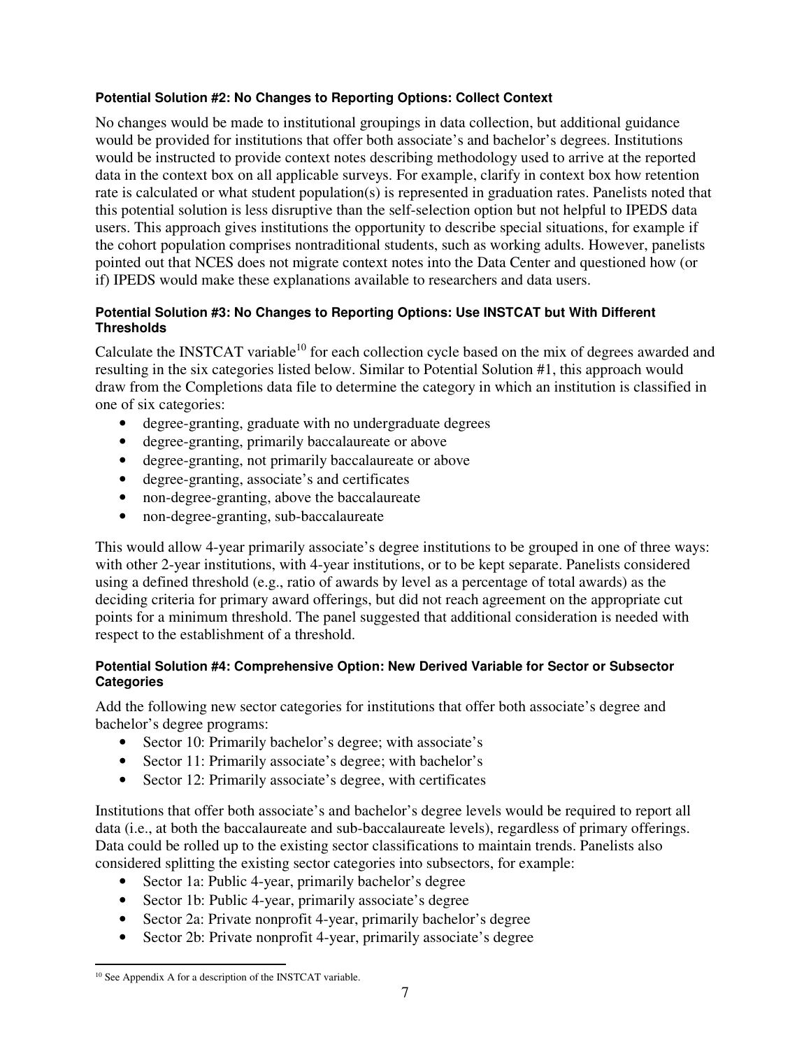#### Potential Solution #2: No Changes to Reporting Options: Collect Context

No changes would be made to institutional groupings in data collection, but additional guidance would be provided for institutions that offer both associate's and bachelor's degrees. Institutions would be instructed to provide context notes describing methodology used to arrive at the reported data in the context box on all applicable surveys. For example, clarify in context box how retention rate is calculated or what student population(s) is represented in graduation rates. Panelists noted that this potential solution is less disruptive than the self-selection option but not helpful to IPEDS data users. This approach gives institutions the opportunity to describe special situations, for example if the cohort population comprises nontraditional students, such as working adults. However, panelists pointed out that NCES does not migrate context notes into the Data Center and questioned how (or if) IPEDS would make these explanations available to researchers and data users.

#### Potential Solution #3: No Changes to Reporting Options: Use INSTCAT but With Different Thresholds

Calculate the INSTCAT variable[10] for each collection cycle based on the mix of degrees awarded and resulting in the six categories listed below. Similar to Potential Solution #1, this approach would draw from the Completions data file to determine the category in which an institution is classified in one of six categories:

- degree-granting, graduate with no undergraduate degrees
- degree-granting, primarily baccalaureate or above
- degree-granting, not primarily baccalaureate or above
- degree-granting, associate's and certificates
- non-degree-granting, above the baccalaureate
- non-degree-granting, sub-baccalaureate

This would allow 4-year primarily associate's degree institutions to be grouped in one of three ways: with other 2-year institutions, with 4-year institutions, or to be kept separate. Panelists considered using a defined threshold (e.g., ratio of awards by level as a percentage of total awards) as the deciding criteria for primary award offerings, but did not reach agreement on the appropriate cut points for a minimum threshold. The panel suggested that additional consideration is needed with respect to the establishment of a threshold.

#### Potential Solution #4: Comprehensive Option: New Derived Variable for Sector or Subsector Categories

Add the following new sector categories for institutions that offer both associate's degree and bachelor's degree programs:

- Sector 10: Primarily bachelor's degree; with associate's
- Sector 11: Primarily associate's degree; with bachelor's
- Sector 12: Primarily associate's degree, with certificates

Institutions that offer both associate's and bachelor's degree levels would be required to report all data (i.e., at both the baccalaureate and sub-baccalaureate levels), regardless of primary offerings. Data could be rolled up to the existing sector classifications to maintain trends. Panelists also considered splitting the existing sector categories into subsectors, for example:

- Sector 1a: Public 4-year, primarily bachelor's degree
- Sector 1b: Public 4-year, primarily associate's degree
- Sector 2a: Private nonprofit 4-year, primarily bachelor's degree
- Sector 2b: Private nonprofit 4-year, primarily associate's degree

[10] See Appendix A for a description of the INSTCAT variable.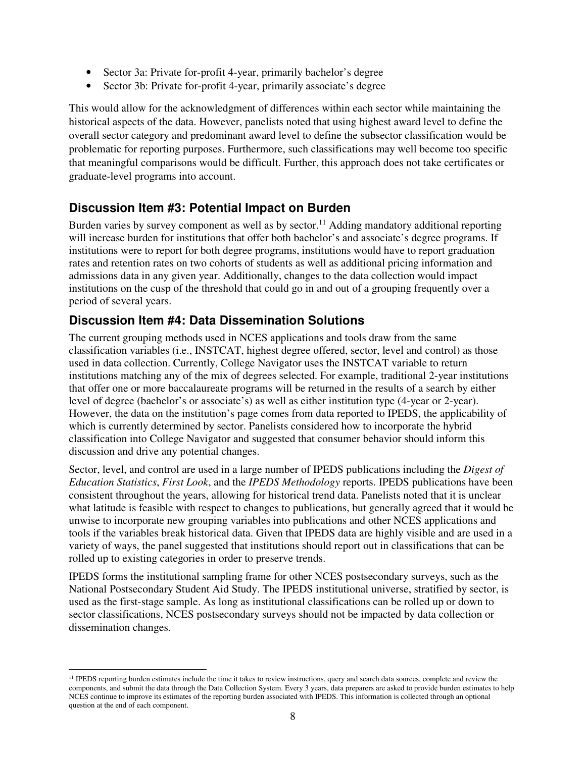- Sector 3a: Private for-profit 4-year, primarily bachelor's degree
- Sector 3b: Private for-profit 4-year, primarily associate's degree

This would allow for the acknowledgment of differences within each sector while maintaining the historical aspects of the data. However, panelists noted that using highest award level to define the overall sector category and predominant award level to define the subsector classification would be problematic for reporting purposes. Furthermore, such classifications may well become too specific that meaningful comparisons would be difficult. Further, this approach does not take certificates or graduate-level programs into account.

## Discussion Item #3: Potential Impact on Burden

Burden varies by survey component as well as by sector.[11] Adding mandatory additional reporting will increase burden for institutions that offer both bachelor's and associate's degree programs. If institutions were to report for both degree programs, institutions would have to report graduation rates and retention rates on two cohorts of students as well as additional pricing information and admissions data in any given year. Additionally, changes to the data collection would impact institutions on the cusp of the threshold that could go in and out of a grouping frequently over a period of several years.

## Discussion Item #4: Data Dissemination Solutions

The current grouping methods used in NCES applications and tools draw from the same classification variables (i.e., INSTCAT, highest degree offered, sector, level and control) as those used in data collection. Currently, College Navigator uses the INSTCAT variable to return institutions matching any of the mix of degrees selected. For example, traditional 2-year institutions that offer one or more baccalaureate programs will be returned in the results of a search by either level of degree (bachelor's or associate's) as well as either institution type (4-year or 2-year). However, the data on the institution's page comes from data reported to IPEDS, the applicability of which is currently determined by sector. Panelists considered how to incorporate the hybrid classification into College Navigator and suggested that consumer behavior should inform this discussion and drive any potential changes.

Sector, level, and control are used in a large number of IPEDS publications including the *Digest of Education Statistics*, *First Look*, and the *IPEDS Methodology* reports. IPEDS publications have been consistent throughout the years, allowing for historical trend data. Panelists noted that it is unclear what latitude is feasible with respect to changes to publications, but generally agreed that it would be unwise to incorporate new grouping variables into publications and other NCES applications and tools if the variables break historical data. Given that IPEDS data are highly visible and are used in a variety of ways, the panel suggested that institutions should report out in classifications that can be rolled up to existing categories in order to preserve trends.

IPEDS forms the institutional sampling frame for other NCES postsecondary surveys, such as the National Postsecondary Student Aid Study. The IPEDS institutional universe, stratified by sector, is used as the first-stage sample. As long as institutional classifications can be rolled up or down to sector classifications, NCES postsecondary surveys should not be impacted by data collection or dissemination changes.

---

[11] IPEDS reporting burden estimates include the time it takes to review instructions, query and search data sources, complete and review the components, and submit the data through the Data Collection System. Every 3 years, data preparers are asked to provide burden estimates to help NCES continue to improve its estimates of the reporting burden associated with IPEDS. This information is collected through an optional question at the end of each component.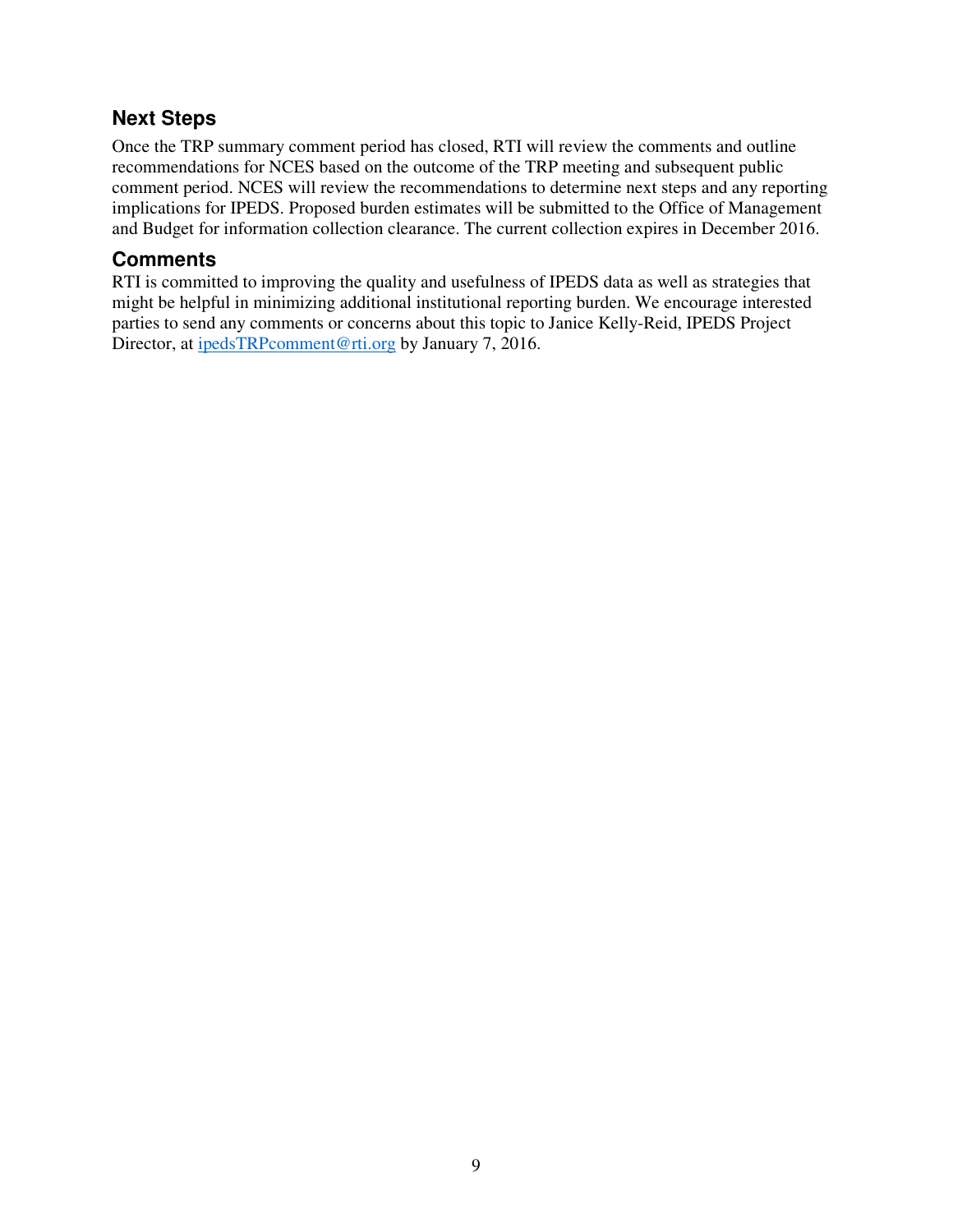## Next Steps

Once the TRP summary comment period has closed, RTI will review the comments and outline recommendations for NCES based on the outcome of the TRP meeting and subsequent public comment period. NCES will review the recommendations to determine next steps and any reporting implications for IPEDS. Proposed burden estimates will be submitted to the Office of Management and Budget for information collection clearance. The current collection expires in December 2016.

## Comments

RTI is committed to improving the quality and usefulness of IPEDS data as well as strategies that might be helpful in minimizing additional institutional reporting burden. We encourage interested parties to send any comments or concerns about this topic to Janice Kelly-Reid, IPEDS Project Director, at [ipedsTRPcomment@rti.org](mailto:ipedsTRPcomment@rti.org) by January 7, 2016.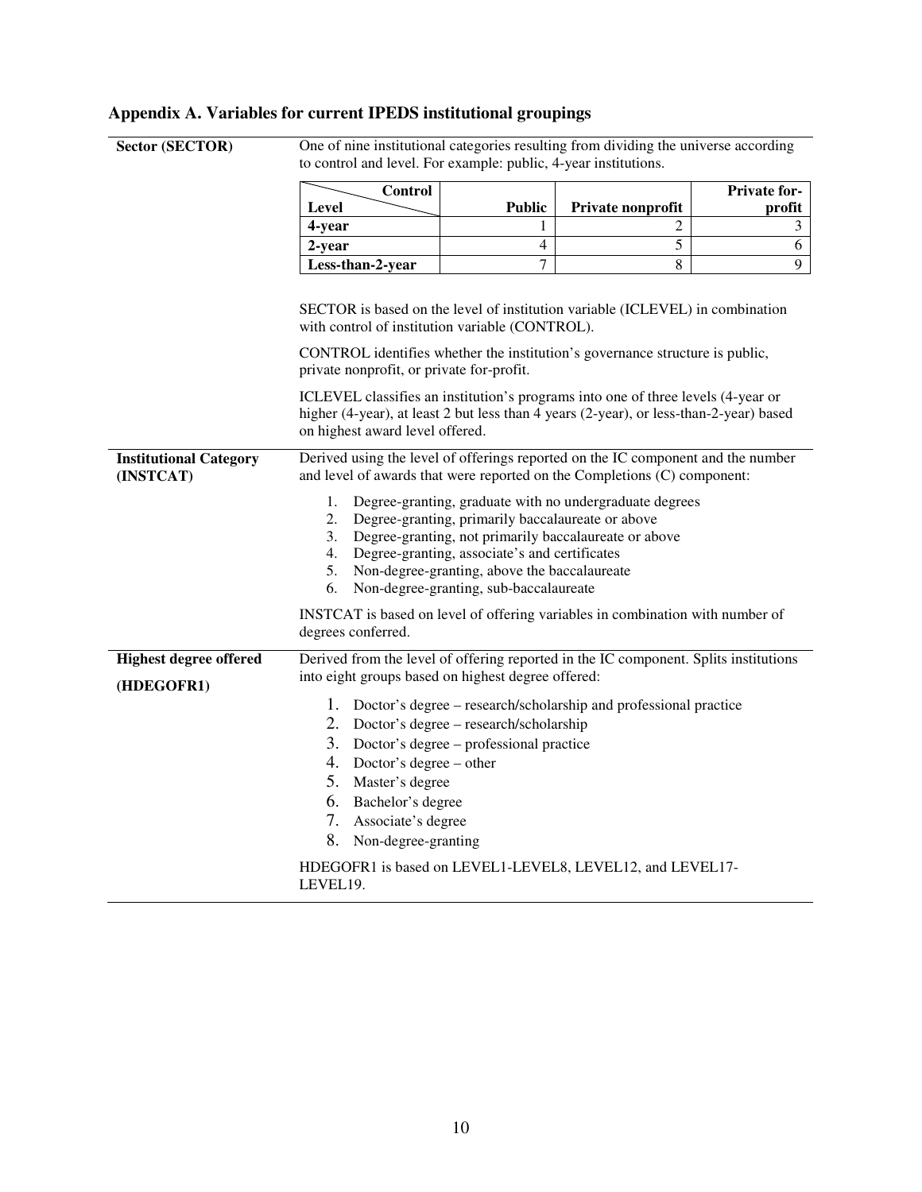## Appendix A. Variables for current IPEDS institutional groupings

**Sector (SECTOR)**

One of nine institutional categories resulting from dividing the universe according to control and level. For example: public, 4-year institutions.

| Level \ Control | Public | Private nonprofit | Private for-profit |
|---|---|---|---|
| **4-year** | 1 | 2 | 3 |
| **2-year** | 4 | 5 | 6 |
| **Less-than-2-year** | 7 | 8 | 9 |

SECTOR is based on the level of institution variable (ICLEVEL) in combination with control of institution variable (CONTROL).

CONTROL identifies whether the institution's governance structure is public, private nonprofit, or private for-profit.

ICLEVEL classifies an institution's programs into one of three levels (4-year or higher (4-year), at least 2 but less than 4 years (2-year), or less-than-2-year) based on highest award level offered.

**Institutional Category (INSTCAT)**

Derived using the level of offerings reported on the IC component and the number and level of awards that were reported on the Completions (C) component:

1. Degree-granting, graduate with no undergraduate degrees
2. Degree-granting, primarily baccalaureate or above
3. Degree-granting, not primarily baccalaureate or above
4. Degree-granting, associate's and certificates
5. Non-degree-granting, above the baccalaureate
6. Non-degree-granting, sub-baccalaureate

INSTCAT is based on level of offering variables in combination with number of degrees conferred.

**Highest degree offered (HDEGOFR1)**

Derived from the level of offering reported in the IC component. Splits institutions into eight groups based on highest degree offered:

1. Doctor's degree – research/scholarship and professional practice
2. Doctor's degree – research/scholarship
3. Doctor's degree – professional practice
4. Doctor's degree – other
5. Master's degree
6. Bachelor's degree
7. Associate's degree
8. Non-degree-granting

HDEGOFR1 is based on LEVEL1-LEVEL8, LEVEL12, and LEVEL17-LEVEL19.